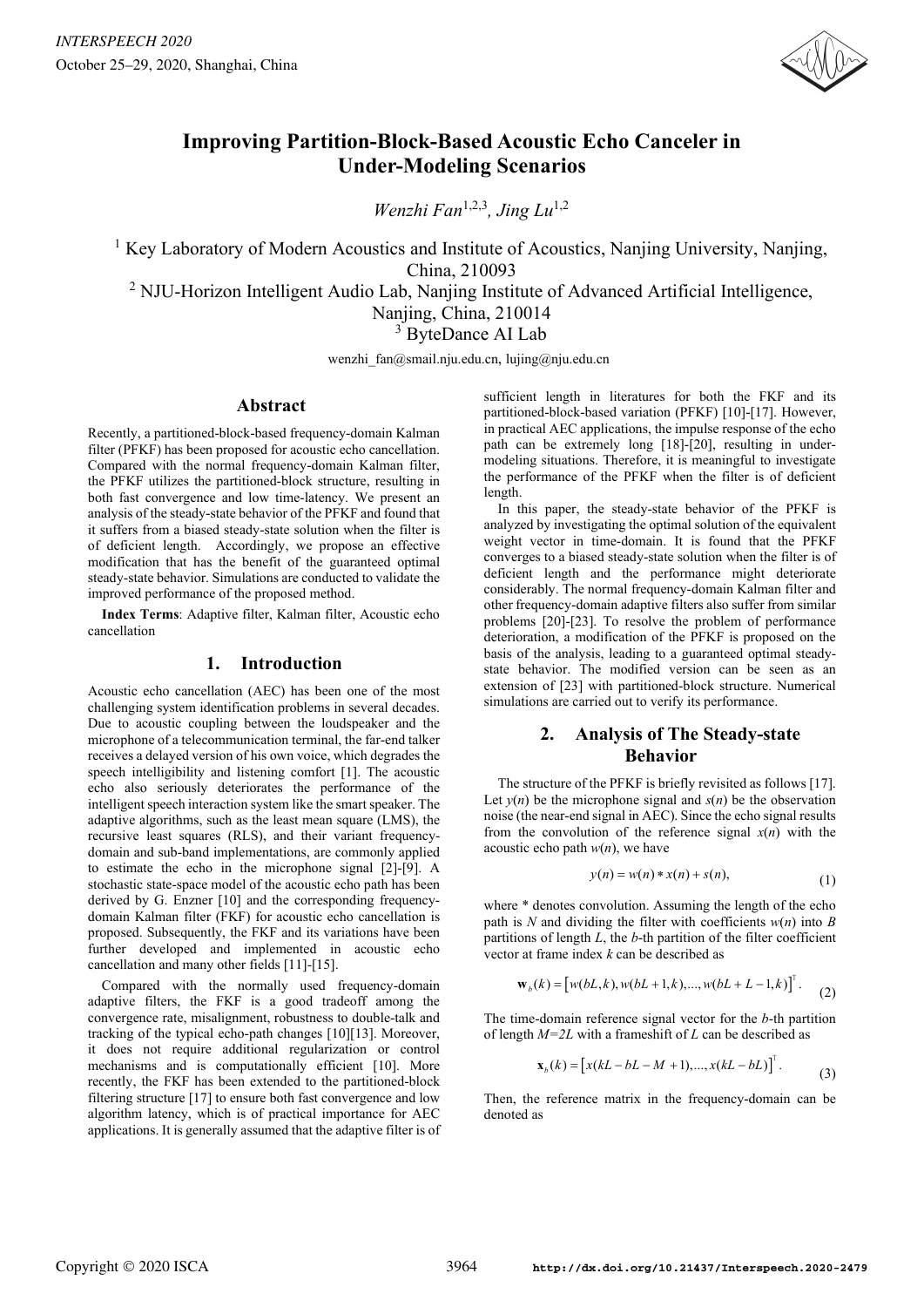# Improving Partition-Block-Based Acoustic Echo Canceler in Under-Modeling Scenarios

*Wenzhi Fan*[1,2,3], *Jing Lu*[1,2]

[1] Key Laboratory of Modern Acoustics and Institute of Acoustics, Nanjing University, Nanjing, China, 210093
[2] NJU-Horizon Intelligent Audio Lab, Nanjing Institute of Advanced Artificial Intelligence, Nanjing, China, 210014
[3] ByteDance AI Lab

wenzhi_fan@smail.nju.edu.cn, lujing@nju.edu.cn

## Abstract

Recently, a partitioned-block-based frequency-domain Kalman filter (PFKF) has been proposed for acoustic echo cancellation. Compared with the normal frequency-domain Kalman filter, the PFKF utilizes the partitioned-block structure, resulting in both fast convergence and low time-latency. We present an analysis of the steady-state behavior of the PFKF and found that it suffers from a biased steady-state solution when the filter is of deficient length. Accordingly, we propose an effective modification that has the benefit of the guaranteed optimal steady-state behavior. Simulations are conducted to validate the improved performance of the proposed method.

**Index Terms**: Adaptive filter, Kalman filter, Acoustic echo cancellation

## 1. Introduction

Acoustic echo cancellation (AEC) has been one of the most challenging system identification problems in several decades. Due to acoustic coupling between the loudspeaker and the microphone of a telecommunication terminal, the far-end talker receives a delayed version of his own voice, which degrades the speech intelligibility and listening comfort [1]. The acoustic echo also seriously deteriorates the performance of the intelligent speech interaction system like the smart speaker. The adaptive algorithms, such as the least mean square (LMS), the recursive least squares (RLS), and their variant frequency-domain and sub-band implementations, are commonly applied to estimate the echo in the microphone signal [2]-[9]. A stochastic state-space model of the acoustic echo path has been derived by G. Enzner [10] and the corresponding frequency-domain Kalman filter (FKF) for acoustic echo cancellation is proposed. Subsequently, the FKF and its variations have been further developed and implemented in acoustic echo cancellation and many other fields [11]-[15].

Compared with the normally used frequency-domain adaptive filters, the FKF is a good tradeoff among the convergence rate, misalignment, robustness to double-talk and tracking of the typical echo-path changes [10][13]. Moreover, it does not require additional regularization or control mechanisms and is computationally efficient [10]. More recently, the FKF has been extended to the partitioned-block filtering structure [17] to ensure both fast convergence and low algorithm latency, which is of practical importance for AEC applications. It is generally assumed that the adaptive filter is of sufficient length in literatures for both the FKF and its partitioned-block-based variation (PFKF) [10]-[17]. However, in practical AEC applications, the impulse response of the echo path can be extremely long [18]-[20], resulting in under-modeling situations. Therefore, it is meaningful to investigate the performance of the PFKF when the filter is of deficient length.

In this paper, the steady-state behavior of the PFKF is analyzed by investigating the optimal solution of the equivalent weight vector in time-domain. It is found that the PFKF converges to a biased steady-state solution when the filter is of deficient length and the performance might deteriorate considerably. The normal frequency-domain Kalman filter and other frequency-domain adaptive filters also suffer from similar problems [20]-[23]. To resolve the problem of performance deterioration, a modification of the PFKF is proposed on the basis of the analysis, leading to a guaranteed optimal steady-state behavior. The modified version can be seen as an extension of [23] with partitioned-block structure. Numerical simulations are carried out to verify its performance.

## 2. Analysis of The Steady-state Behavior

The structure of the PFKF is briefly revisited as follows [17]. Let $y(n)$ be the microphone signal and $s(n)$ be the observation noise (the near-end signal in AEC). Since the echo signal results from the convolution of the reference signal $x(n)$ with the acoustic echo path $w(n)$, we have

$$y(n) = w(n) * x(n) + s(n), \tag{1}$$

where * denotes convolution. Assuming the length of the echo path is $N$ and dividing the filter with coefficients $w(n)$ into $B$ partitions of length $L$, the $b$-th partition of the filter coefficient vector at frame index $k$ can be described as

$$\mathbf{w}_b(k) = \left[w(bL,k), w(bL+1,k), ..., w(bL+L-1,k)\right]^{\mathrm{T}}. \tag{2}$$

The time-domain reference signal vector for the $b$-th partition of length $M=2L$ with a frameshift of $L$ can be described as

$$\mathbf{x}_b(k) = \left[x(kL-bL-M+1), ..., x(kL-bL)\right]^{\mathrm{T}}. \tag{3}$$

Then, the reference matrix in the frequency-domain can be denoted as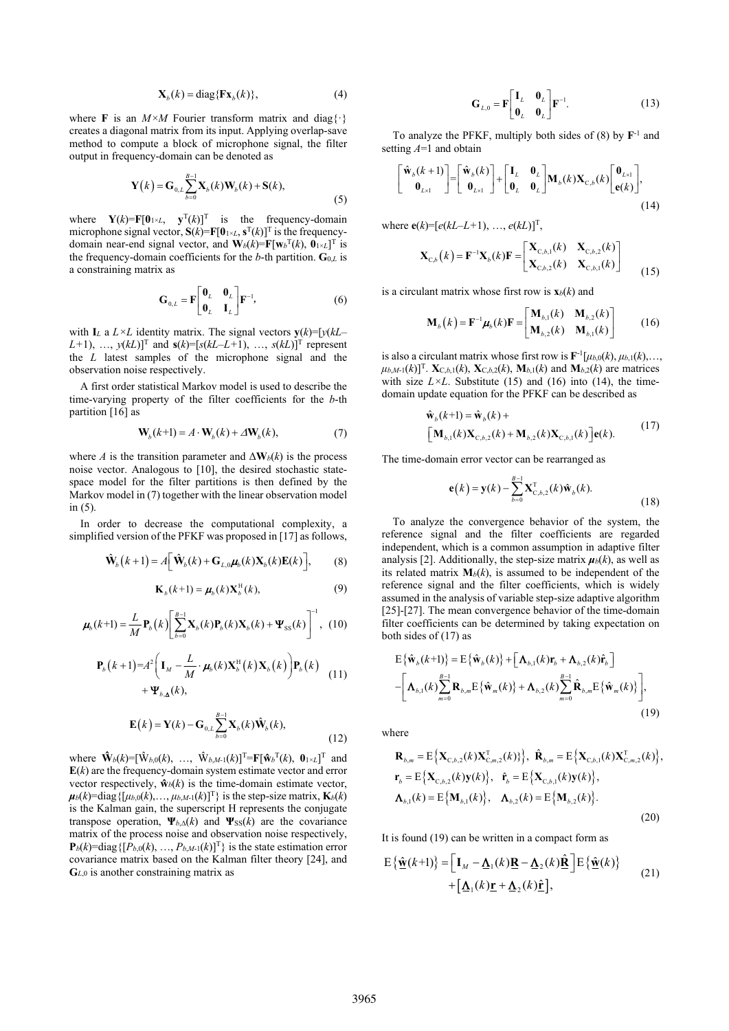$$\mathbf{X}_b(k) = \mathrm{diag}\{\mathbf{F}\mathbf{x}_b(k)\}, \tag{4}$$

where $\mathbf{F}$ is an $M\times M$ Fourier transform matrix and diag{·} creates a diagonal matrix from its input. Applying overlap-save method to compute a block of microphone signal, the filter output in frequency-domain can be denoted as

$$\mathbf{Y}(k) = \mathbf{G}_{0,L}\sum_{b=0}^{B-1}\mathbf{X}_b(k)\mathbf{W}_b(k) + \mathbf{S}(k), \tag{5}$$

where $\mathbf{Y}(k)=\mathbf{F}[\mathbf{0}_{1\times L},\ \mathbf{y}^{\mathrm{T}}(k)]^{\mathrm{T}}$ is the frequency-domain microphone signal vector, $\mathbf{S}(k)=\mathbf{F}[\mathbf{0}_{1\times L},\ \mathbf{s}^{\mathrm{T}}(k)]^{\mathrm{T}}$ is the frequency-domain near-end signal vector, and $\mathbf{W}_b(k)=\mathbf{F}[\mathbf{w}_b^{\mathrm{T}}(k),\ \mathbf{0}_{1\times L}]^{\mathrm{T}}$ is the frequency-domain coefficients for the $b$-th partition. $\mathbf{G}_{0,L}$ is a constraining matrix as

$$\mathbf{G}_{0,L} = \mathbf{F}\begin{bmatrix}\mathbf{0}_L & \mathbf{0}_L\\ \mathbf{0}_L & \mathbf{I}_L\end{bmatrix}\mathbf{F}^{-1}, \tag{6}$$

with $\mathbf{I}_L$ a $L\times L$ identity matrix. The signal vectors $\mathbf{y}(k)=[y(kL-L+1),\ \ldots,\ y(kL)]^{\mathrm{T}}$ and $\mathbf{s}(k)=[s(kL-L+1),\ \ldots,\ s(kL)]^{\mathrm{T}}$ represent the $L$ latest samples of the microphone signal and the observation noise respectively.

A first order statistical Markov model is used to describe the time-varying property of the filter coefficients for the $b$-th partition [16] as

$$\mathbf{W}_b(k+1) = A\cdot\mathbf{W}_b(k) + \Delta\mathbf{W}_b(k), \tag{7}$$

where $A$ is the transition parameter and $\Delta\mathbf{W}_b(k)$ is the process noise vector. Analogous to [10], the desired stochastic state-space model for the filter partitions is then defined by the Markov model in (7) together with the linear observation model in (5).

In order to decrease the computational complexity, a simplified version of the PFKF was proposed in [17] as follows,

$$\hat{\mathbf{W}}_b(k+1) = A\left[\hat{\mathbf{W}}_b(k) + \mathbf{G}_{L,0}\boldsymbol{\mu}_b(k)\mathbf{X}_b(k)\mathbf{E}(k)\right], \tag{8}$$

$$\mathbf{K}_b(k+1) = \boldsymbol{\mu}_b(k)\mathbf{X}_b^{\mathrm{H}}(k), \tag{9}$$

$$\boldsymbol{\mu}_b(k+1) = \frac{L}{M}\mathbf{P}_b(k)\left[\sum_{b=0}^{B-1}\mathbf{X}_b(k)\mathbf{P}_b(k)\mathbf{X}_b(k) + \boldsymbol{\Psi}_{\mathrm{SS}}(k)\right]^{-1}, \tag{10}$$

$$\mathbf{P}_b(k+1) = A^2\left(\mathbf{I}_M - \frac{L}{M}\cdot\boldsymbol{\mu}_b(k)\mathbf{X}_b^{\mathrm{H}}(k)\mathbf{X}_b(k)\right)\mathbf{P}_b(k) + \boldsymbol{\Psi}_{b,\Delta}(k), \tag{11}$$

$$\mathbf{E}(k) = \mathbf{Y}(k) - \mathbf{G}_{0,L}\sum_{b=0}^{B-1}\mathbf{X}_b(k)\hat{\mathbf{W}}_b(k), \tag{12}$$

where $\hat{\mathbf{W}}_b(k)=[\hat{W}_{b,0}(k),\ \ldots,\ \hat{W}_{b,M-1}(k)]^{\mathrm{T}}=\mathbf{F}[\hat{\mathbf{w}}_b^{\mathrm{T}}(k),\ \mathbf{0}_{1\times L}]^{\mathrm{T}}$ and $\mathbf{E}(k)$ are the frequency-domain system estimate vector and error vector respectively, $\hat{\mathbf{w}}_b(k)$ is the time-domain estimate vector, $\boldsymbol{\mu}_b(k)=\mathrm{diag}\{[\mu_{b,0}(k),\ldots,\mu_{b,M-1}(k)]^{\mathrm{T}}\}$ is the step-size matrix, $\mathbf{K}_b(k)$ is the Kalman gain, the superscript H represents the conjugate transpose operation, $\boldsymbol{\Psi}_{b,\Delta}(k)$ and $\boldsymbol{\Psi}_{\mathrm{SS}}(k)$ are the covariance matrix of the process noise and observation noise respectively, $\mathbf{P}_b(k)=\mathrm{diag}\{[P_{b,0}(k),\ \ldots,\ P_{b,M-1}(k)]^{\mathrm{T}}\}$ is the state estimation error covariance matrix based on the Kalman filter theory [24], and $\mathbf{G}_{L,0}$ is another constraining matrix as

$$\mathbf{G}_{L,0} = \mathbf{F}\begin{bmatrix}\mathbf{I}_L & \mathbf{0}_L\\ \mathbf{0}_L & \mathbf{0}_L\end{bmatrix}\mathbf{F}^{-1}. \tag{13}$$

To analyze the PFKF, multiply both sides of (8) by $\mathbf{F}^{-1}$ and setting $A$=1 and obtain

$$\begin{bmatrix}\hat{\mathbf{w}}_b(k+1)\\ \mathbf{0}_{L\times 1}\end{bmatrix} = \begin{bmatrix}\hat{\mathbf{w}}_b(k)\\ \mathbf{0}_{L\times 1}\end{bmatrix} + \begin{bmatrix}\mathbf{I}_L & \mathbf{0}_L\\ \mathbf{0}_L & \mathbf{0}_L\end{bmatrix}\mathbf{M}_b(k)\mathbf{X}_{\mathrm{C},b}(k)\begin{bmatrix}\mathbf{0}_{L\times 1}\\ \mathbf{e}(k)\end{bmatrix}, \tag{14}$$

where $\mathbf{e}(k)=[e(kL-L+1),\ \ldots,\ e(kL)]^{\mathrm{T}}$,

$$\mathbf{X}_{\mathrm{C},b}(k) = \mathbf{F}^{-1}\mathbf{X}_b(k)\mathbf{F} = \begin{bmatrix}\mathbf{X}_{\mathrm{C},b,1}(k) & \mathbf{X}_{\mathrm{C},b,2}(k)\\ \mathbf{X}_{\mathrm{C},b,2}(k) & \mathbf{X}_{\mathrm{C},b,1}(k)\end{bmatrix} \tag{15}$$

is a circulant matrix whose first row is $\mathbf{x}_b(k)$ and

$$\mathbf{M}_b(k) = \mathbf{F}^{-1}\boldsymbol{\mu}_b(k)\mathbf{F} = \begin{bmatrix}\mathbf{M}_{b,1}(k) & \mathbf{M}_{b,2}(k)\\ \mathbf{M}_{b,2}(k) & \mathbf{M}_{b,1}(k)\end{bmatrix} \tag{16}$$

is also a circulant matrix whose first row is $\mathbf{F}^{-1}[\mu_{b,0}(k),\ \mu_{b,1}(k),\ldots,\ \mu_{b,M-1}(k)]^{\mathrm{T}}$. $\mathbf{X}_{\mathrm{C},b,1}(k)$, $\mathbf{X}_{\mathrm{C},b,2}(k)$, $\mathbf{M}_{b,1}(k)$ and $\mathbf{M}_{b,2}(k)$ are matrices with size $L\times L$. Substitute (15) and (16) into (14), the time-domain update equation for the PFKF can be described as

$$\hat{\mathbf{w}}_b(k+1) = \hat{\mathbf{w}}_b(k) + \left[\mathbf{M}_{b,1}(k)\mathbf{X}_{\mathrm{C},b,2}(k) + \mathbf{M}_{b,2}(k)\mathbf{X}_{\mathrm{C},b,1}(k)\right]\mathbf{e}(k). \tag{17}$$

The time-domain error vector can be rearranged as

$$\mathbf{e}(k) = \mathbf{y}(k) - \sum_{b=0}^{B-1}\mathbf{X}_{\mathrm{C},b,2}^{\mathrm{T}}(k)\hat{\mathbf{w}}_b(k). \tag{18}$$

To analyze the convergence behavior of the system, the reference signal and the filter coefficients are regarded independent, which is a common assumption in adaptive filter analysis [2]. Additionally, the step-size matrix $\boldsymbol{\mu}_b(k)$, as well as its related matrix $\mathbf{M}_b(k)$, is assumed to be independent of the reference signal and the filter coefficients, which is widely assumed in the analysis of variable step-size adaptive algorithm [25]-[27]. The mean convergence behavior of the time-domain filter coefficients can be determined by taking expectation on both sides of (17) as

$$\begin{aligned}\mathrm{E}\{\hat{\mathbf{w}}_b(k+1)\} &= \mathrm{E}\{\hat{\mathbf{w}}_b(k)\} + \left[\boldsymbol{\Lambda}_{b,1}(k)\mathbf{r}_b + \boldsymbol{\Lambda}_{b,2}(k)\hat{\mathbf{r}}_b\right]\\ &\quad - \left[\boldsymbol{\Lambda}_{b,1}(k)\sum_{m=0}^{B-1}\mathbf{R}_{b,m}\mathrm{E}\{\hat{\mathbf{w}}_m(k)\} + \boldsymbol{\Lambda}_{b,2}(k)\sum_{m=0}^{B-1}\hat{\mathbf{R}}_{b,m}\mathrm{E}\{\hat{\mathbf{w}}_m(k)\}\right],\end{aligned} \tag{19}$$

where

$$\begin{aligned}&\mathbf{R}_{b,m} = \mathrm{E}\{\mathbf{X}_{\mathrm{C},b,2}(k)\mathbf{X}_{\mathrm{C},m,2}^{\mathrm{T}}(k)\},\ \ \hat{\mathbf{R}}_{b,m} = \mathrm{E}\{\mathbf{X}_{\mathrm{C},b,1}(k)\mathbf{X}_{\mathrm{C},m,2}^{\mathrm{T}}(k)\},\\ &\mathbf{r}_b = \mathrm{E}\{\mathbf{X}_{\mathrm{C},b,2}(k)\mathbf{y}(k)\},\ \ \hat{\mathbf{r}}_b = \mathrm{E}\{\mathbf{X}_{\mathrm{C},b,1}(k)\mathbf{y}(k)\},\\ &\boldsymbol{\Lambda}_{b,1}(k) = \mathrm{E}\{\mathbf{M}_{b,1}(k)\},\ \ \boldsymbol{\Lambda}_{b,2}(k) = \mathrm{E}\{\mathbf{M}_{b,2}(k)\}.\end{aligned} \tag{20}$$

It is found (19) can be written in a compact form as

$$\mathrm{E}\{\underline{\hat{\mathbf{w}}}(k+1)\} = \left[\mathbf{I}_M - \underline{\boldsymbol{\Lambda}}_1(k)\underline{\mathbf{R}} - \underline{\boldsymbol{\Lambda}}_2(k)\underline{\hat{\mathbf{R}}}\right]\mathrm{E}\{\underline{\hat{\mathbf{w}}}(k)\} + \left[\underline{\boldsymbol{\Lambda}}_1(k)\underline{\mathbf{r}} + \underline{\boldsymbol{\Lambda}}_2(k)\underline{\hat{\mathbf{r}}}\right], \tag{21}$$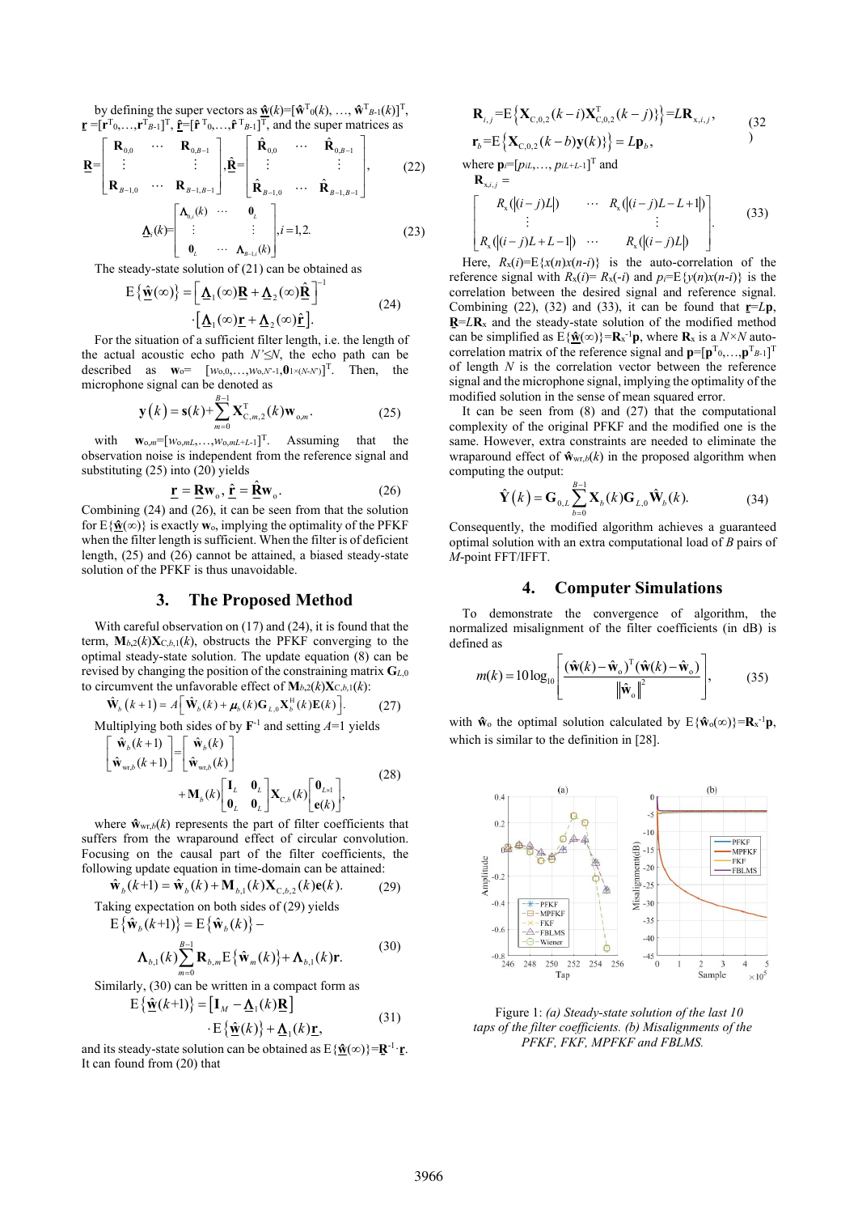by defining the super vectors as $\underline{\hat{\mathbf{w}}}(k)=[\hat{\mathbf{w}}^{\mathrm{T}}_0(k), \ldots, \hat{\mathbf{w}}^{\mathrm{T}}_{B-1}(k)]^{\mathrm{T}}$, $\underline{\mathbf{r}}=[\mathbf{r}^{\mathrm{T}}_0,\ldots,\mathbf{r}^{\mathrm{T}}_{B-1}]^{\mathrm{T}}$, $\underline{\hat{\mathbf{r}}}=[\hat{\mathbf{r}}^{\mathrm{T}}_0,\ldots,\hat{\mathbf{r}}^{\mathrm{T}}_{B-1}]^{\mathrm{T}}$, and the super matrices as

$$\underline{\mathbf{R}}=\begin{bmatrix}\mathbf{R}_{0,0} & \cdots & \mathbf{R}_{0,B-1}\\ \vdots & & \vdots\\ \mathbf{R}_{B-1,0} & \cdots & \mathbf{R}_{B-1,B-1}\end{bmatrix},\underline{\hat{\mathbf{R}}}=\begin{bmatrix}\hat{\mathbf{R}}_{0,0} & \cdots & \hat{\mathbf{R}}_{0,B-1}\\ \vdots & & \vdots\\ \hat{\mathbf{R}}_{B-1,0} & \cdots & \hat{\mathbf{R}}_{B-1,B-1}\end{bmatrix}, \tag{22}$$

$$\underline{\mathbf{\Lambda}}_i(k)=\begin{bmatrix}\mathbf{\Lambda}_{0,i}(k) & \cdots & \mathbf{0}_L\\ \vdots & & \vdots\\ \mathbf{0}_L & \cdots & \mathbf{\Lambda}_{B-1,i}(k)\end{bmatrix}, i=1,2. \tag{23}$$

The steady-state solution of (21) can be obtained as

$$\mathrm{E}\left\{\underline{\hat{\mathbf{w}}}(\infty)\right\}=\left[\underline{\mathbf{\Lambda}}_1(\infty)\underline{\mathbf{R}}+\underline{\mathbf{\Lambda}}_2(\infty)\underline{\hat{\mathbf{R}}}\right]^{-1} \cdot\left[\underline{\mathbf{\Lambda}}_1(\infty)\underline{\mathbf{r}}+\underline{\mathbf{\Lambda}}_2(\infty)\underline{\hat{\mathbf{r}}}\right]. \tag{24}$$

For the situation of a sufficient filter length, i.e. the length of the actual acoustic echo path $N'\leq N$, the echo path can be described as $\mathbf{w}_{\mathrm{o}}=[w_{\mathrm{o},0},\ldots,w_{\mathrm{o},N'-1},\mathbf{0}_{1\times(N-N')}]^{\mathrm{T}}$. Then, the microphone signal can be denoted as

$$\mathbf{y}(k)=\mathbf{s}(k)+\sum_{m=0}^{B-1}\mathbf{X}^{\mathrm{T}}_{\mathrm{C},m,2}(k)\mathbf{w}_{\mathrm{o},m}. \tag{25}$$

with $\mathbf{w}_{\mathrm{o},m}=[w_{\mathrm{o},mL},\ldots,w_{\mathrm{o},mL+L-1}]^{\mathrm{T}}$. Assuming that the observation noise is independent from the reference signal and substituting (25) into (20) yields

$$\underline{\mathbf{r}}=\underline{\mathbf{R}}\mathbf{w}_{\mathrm{o}},\ \underline{\hat{\mathbf{r}}}=\underline{\hat{\mathbf{R}}}\mathbf{w}_{\mathrm{o}}. \tag{26}$$

Combining (24) and (26), it can be seen from that the solution for $\mathrm{E}\{\underline{\hat{\mathbf{w}}}(\infty)\}$ is exactly $\mathbf{w}_{\mathrm{o}}$, implying the optimality of the PFKF when the filter length is sufficient. When the filter is of deficient length, (25) and (26) cannot be attained, a biased steady-state solution of the PFKF is thus unavoidable.

## 3. The Proposed Method

With careful observation on (17) and (24), it is found that the term, $\mathbf{M}_{b,2}(k)\mathbf{X}_{\mathrm{C},b,1}(k)$, obstructs the PFKF converging to the optimal steady-state solution. The update equation (8) can be revised by changing the position of the constraining matrix $\mathbf{G}_{L,0}$ to circumvent the unfavorable effect of $\mathbf{M}_{b,2}(k)\mathbf{X}_{\mathrm{C},b,1}(k)$:

$$\hat{\mathbf{W}}_b(k+1)=A\left[\hat{\mathbf{W}}_b(k)+\boldsymbol{\mu}_b(k)\mathbf{G}_{L,0}\mathbf{X}^{\mathrm{H}}_b(k)\mathbf{E}(k)\right]. \tag{27}$$

Multiplying both sides of by $\mathbf{F}^{-1}$ and setting $A$=1 yields

$$\begin{bmatrix}\hat{\mathbf{w}}_b(k+1)\\ \hat{\mathbf{w}}_{\mathrm{wr},b}(k+1)\end{bmatrix}=\begin{bmatrix}\hat{\mathbf{w}}_b(k)\\ \hat{\mathbf{w}}_{\mathrm{wr},b}(k)\end{bmatrix} +\mathbf{M}_b(k)\begin{bmatrix}\mathbf{I}_L & \mathbf{0}_L\\ \mathbf{0}_L & \mathbf{0}_L\end{bmatrix}\mathbf{X}_{\mathrm{C},b}(k)\begin{bmatrix}\mathbf{0}_{L\times 1}\\ \mathbf{e}(k)\end{bmatrix}, \tag{28}$$

where $\hat{\mathbf{w}}_{\mathrm{wr},b}(k)$ represents the part of filter coefficients that suffers from the wraparound effect of circular convolution. Focusing on the causal part of the filter coefficients, the following update equation in time-domain can be attained:

$$\hat{\mathbf{w}}_b(k+1)=\hat{\mathbf{w}}_b(k)+\mathbf{M}_{b,1}(k)\mathbf{X}_{\mathrm{C},b,2}(k)\mathbf{e}(k). \tag{29}$$

Taking expectation on both sides of (29) yields

$$\mathrm{E}\left\{\hat{\mathbf{w}}_b(k+1)\right\}=\mathrm{E}\left\{\hat{\mathbf{w}}_b(k)\right\}- \mathbf{\Lambda}_{b,1}(k)\sum_{m=0}^{B-1}\mathbf{R}_{b,m}\mathrm{E}\left\{\hat{\mathbf{w}}_m(k)\right\}+\mathbf{\Lambda}_{b,1}(k)\mathbf{r}. \tag{30}$$

Similarly, (30) can be written in a compact form as

$$\mathrm{E}\left\{\underline{\hat{\mathbf{w}}}(k+1)\right\}=\left[\mathbf{I}_M-\underline{\mathbf{\Lambda}}_1(k)\underline{\mathbf{R}}\right] \cdot\mathrm{E}\left\{\underline{\hat{\mathbf{w}}}(k)\right\}+\underline{\mathbf{\Lambda}}_1(k)\underline{\mathbf{r}}, \tag{31}$$

and its steady-state solution can be obtained as $\mathrm{E}\{\underline{\hat{\mathbf{w}}}(\infty)\}=\underline{\mathbf{R}}^{-1}\cdot\underline{\mathbf{r}}$. It can found from (20) that

$$\mathbf{R}_{i,j}=\mathrm{E}\left\{\mathbf{X}_{\mathrm{C},0,2}(k-i)\mathbf{X}^{\mathrm{T}}_{\mathrm{C},0,2}(k-j)\right\}=L\mathbf{R}_{\mathrm{x},i,j},$$
$$\mathbf{r}_b=\mathrm{E}\left\{\mathbf{X}_{\mathrm{C},0,2}(k-b)\mathbf{y}(k)\right\}=L\mathbf{p}_b, \tag{32}$$

where $\mathbf{p}_i=[p_{iL},\ldots,p_{iL+L-1}]^{\mathrm{T}}$ and

$$\mathbf{R}_{\mathrm{x},i,j}=\begin{bmatrix}R_{\mathrm{x}}(|(i-j)L|) & \cdots & R_{\mathrm{x}}(|(i-j)L-L+1|)\\ \vdots & & \vdots\\ R_{\mathrm{x}}(|(i-j)L+L-1|) & \cdots & R_{\mathrm{x}}(|(i-j)L|)\end{bmatrix}. \tag{33}$$

Here, $R_{\mathrm{x}}(i)=\mathrm{E}\{x(n)x(n-i)\}$ is the auto-correlation of the reference signal with $R_{\mathrm{x}}(i)=R_{\mathrm{x}}(-i)$ and $p_i=\mathrm{E}\{y(n)x(n-i)\}$ is the correlation between the desired signal and reference signal. Combining (22), (32) and (33), it can be found that $\underline{\mathbf{r}}=L\mathbf{p}$, $\underline{\mathbf{R}}=L\mathbf{R}_{\mathrm{x}}$ and the steady-state solution of the modified method can be simplified as $\mathrm{E}\{\underline{\hat{\mathbf{w}}}(\infty)\}=\mathbf{R}_{\mathrm{x}}^{-1}\mathbf{p}$, where $\mathbf{R}_{\mathrm{x}}$ is a $N\times N$ auto-correlation matrix of the reference signal and $\mathbf{p}=[\mathbf{p}^{\mathrm{T}}_0,\ldots,\mathbf{p}^{\mathrm{T}}_{B-1}]^{\mathrm{T}}$ of length $N$ is the correlation vector between the reference signal and the microphone signal, implying the optimality of the modified solution in the sense of mean squared error.

It can be seen from (8) and (27) that the computational complexity of the original PFKF and the modified one is the same. However, extra constraints are needed to eliminate the wraparound effect of $\hat{\mathbf{w}}_{\mathrm{wr},b}(k)$ in the proposed algorithm when computing the output:

$$\hat{\mathbf{Y}}(k)=\mathbf{G}_{0,L}\sum_{b=0}^{B-1}\mathbf{X}_b(k)\mathbf{G}_{L,0}\hat{\mathbf{W}}_b(k). \tag{34}$$

Consequently, the modified algorithm achieves a guaranteed optimal solution with an extra computational load of $B$ pairs of $M$-point FFT/IFFT.

## 4. Computer Simulations

To demonstrate the convergence of algorithm, the normalized misalignment of the filter coefficients (in dB) is defined as

$$m(k)=10\log_{10}\left[\frac{(\hat{\mathbf{w}}(k)-\hat{\mathbf{w}}_{\mathrm{o}})^{\mathrm{T}}(\hat{\mathbf{w}}(k)-\hat{\mathbf{w}}_{\mathrm{o}})}{\|\hat{\mathbf{w}}_{\mathrm{o}}\|^2}\right], \tag{35}$$

with $\hat{\mathbf{w}}_{\mathrm{o}}$ the optimal solution calculated by $\mathrm{E}\{\hat{\mathbf{w}}_{\mathrm{o}}(\infty)\}=\mathbf{R}_{\mathrm{x}}^{-1}\mathbf{p}$, which is similar to the definition in [28].

Figure 1: *(a) Steady-state solution of the last 10 taps of the filter coefficients. (b) Misalignments of the PFKF, FKF, MPFKF and FBLMS.*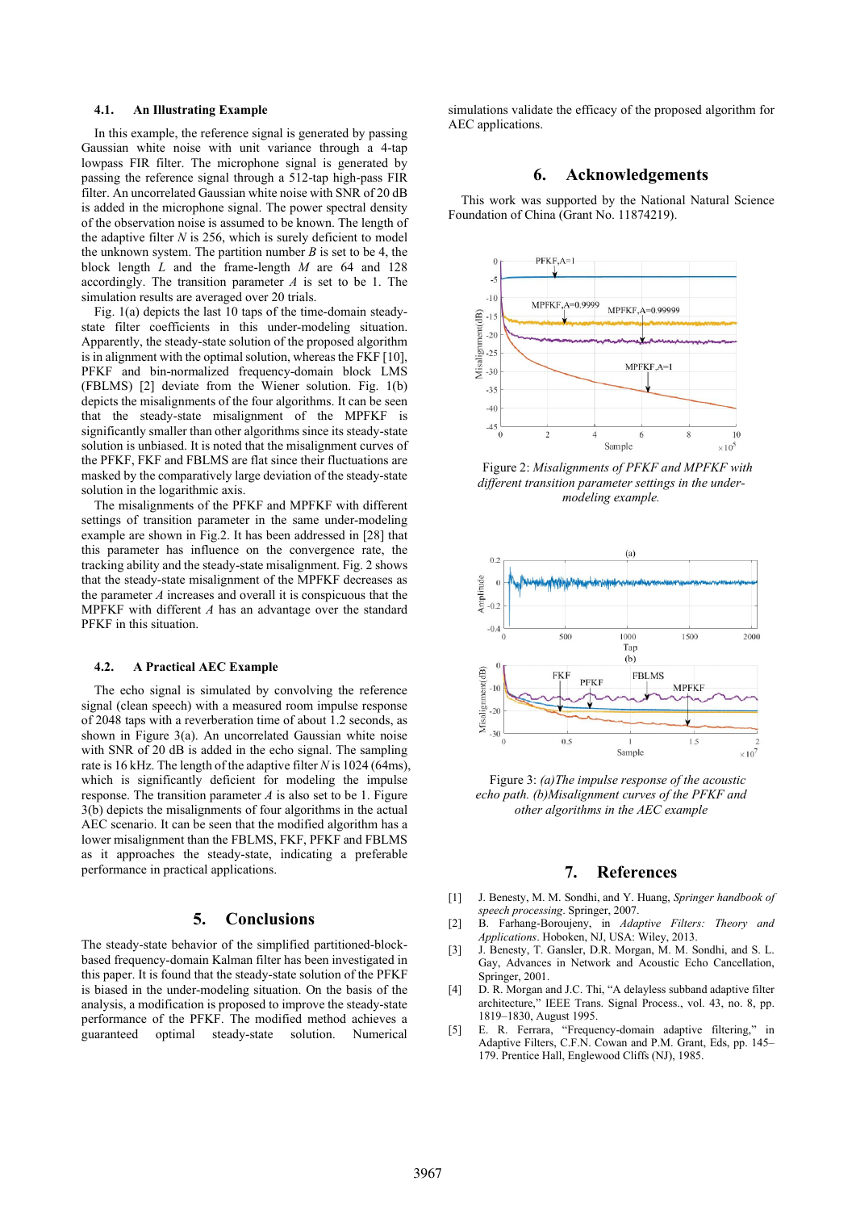### 4.1. An Illustrating Example

In this example, the reference signal is generated by passing Gaussian white noise with unit variance through a 4-tap lowpass FIR filter. The microphone signal is generated by passing the reference signal through a 512-tap high-pass FIR filter. An uncorrelated Gaussian white noise with SNR of 20 dB is added in the microphone signal. The power spectral density of the observation noise is assumed to be known. The length of the adaptive filter $N$ is 256, which is surely deficient to model the unknown system. The partition number $B$ is set to be 4, the block length $L$ and the frame-length $M$ are 64 and 128 accordingly. The transition parameter $A$ is set to be 1. The simulation results are averaged over 20 trials.

Fig. 1(a) depicts the last 10 taps of the time-domain steady-state filter coefficients in this under-modeling situation. Apparently, the steady-state solution of the proposed algorithm is in alignment with the optimal solution, whereas the FKF [10], PFKF and bin-normalized frequency-domain block LMS (FBLMS) [2] deviate from the Wiener solution. Fig. 1(b) depicts the misalignments of the four algorithms. It can be seen that the steady-state misalignment of the MPFKF is significantly smaller than other algorithms since its steady-state solution is unbiased. It is noted that the misalignment curves of the PFKF, FKF and FBLMS are flat since their fluctuations are masked by the comparatively large deviation of the steady-state solution in the logarithmic axis.

The misalignments of the PFKF and MPFKF with different settings of transition parameter in the same under-modeling example are shown in Fig.2. It has been addressed in [28] that this parameter has influence on the convergence rate, the tracking ability and the steady-state misalignment. Fig. 2 shows that the steady-state misalignment of the MPFKF decreases as the parameter $A$ increases and overall it is conspicuous that the MPFKF with different $A$ has an advantage over the standard PFKF in this situation.

### 4.2. A Practical AEC Example

The echo signal is simulated by convolving the reference signal (clean speech) with a measured room impulse response of 2048 taps with a reverberation time of about 1.2 seconds, as shown in Figure 3(a). An uncorrelated Gaussian white noise with SNR of 20 dB is added in the echo signal. The sampling rate is 16 kHz. The length of the adaptive filter $N$ is 1024 (64ms), which is significantly deficient for modeling the impulse response. The transition parameter $A$ is also set to be 1. Figure 3(b) depicts the misalignments of four algorithms in the actual AEC scenario. It can be seen that the modified algorithm has a lower misalignment than the FBLMS, FKF, PFKF and FBLMS as it approaches the steady-state, indicating a preferable performance in practical applications.

## 5. Conclusions

The steady-state behavior of the simplified partitioned-block-based frequency-domain Kalman filter has been investigated in this paper. It is found that the steady-state solution of the PFKF is biased in the under-modeling situation. On the basis of the analysis, a modification is proposed to improve the steady-state performance of the PFKF. The modified method achieves a guaranteed optimal steady-state solution. Numerical simulations validate the efficacy of the proposed algorithm for AEC applications.

## 6. Acknowledgements

This work was supported by the National Natural Science Foundation of China (Grant No. 11874219).

Figure 2: *Misalignments of PFKF and MPFKF with different transition parameter settings in the under-modeling example.*

Figure 3: *(a)The impulse response of the acoustic echo path. (b)Misalignment curves of the PFKF and other algorithms in the AEC example*

## 7. References

[1] J. Benesty, M. M. Sondhi, and Y. Huang, *Springer handbook of speech processing*. Springer, 2007.

[2] B. Farhang-Boroujeny, in *Adaptive Filters: Theory and Applications*. Hoboken, NJ, USA: Wiley, 2013.

[3] J. Benesty, T. Gansler, D.R. Morgan, M. M. Sondhi, and S. L. Gay, Advances in Network and Acoustic Echo Cancellation, Springer, 2001.

[4] D. R. Morgan and J.C. Thi, "A delayless subband adaptive filter architecture," IEEE Trans. Signal Process., vol. 43, no. 8, pp. 1819–1830, August 1995.

[5] E. R. Ferrara, "Frequency-domain adaptive filtering," in Adaptive Filters, C.F.N. Cowan and P.M. Grant, Eds, pp. 145–179. Prentice Hall, Englewood Cliffs (NJ), 1985.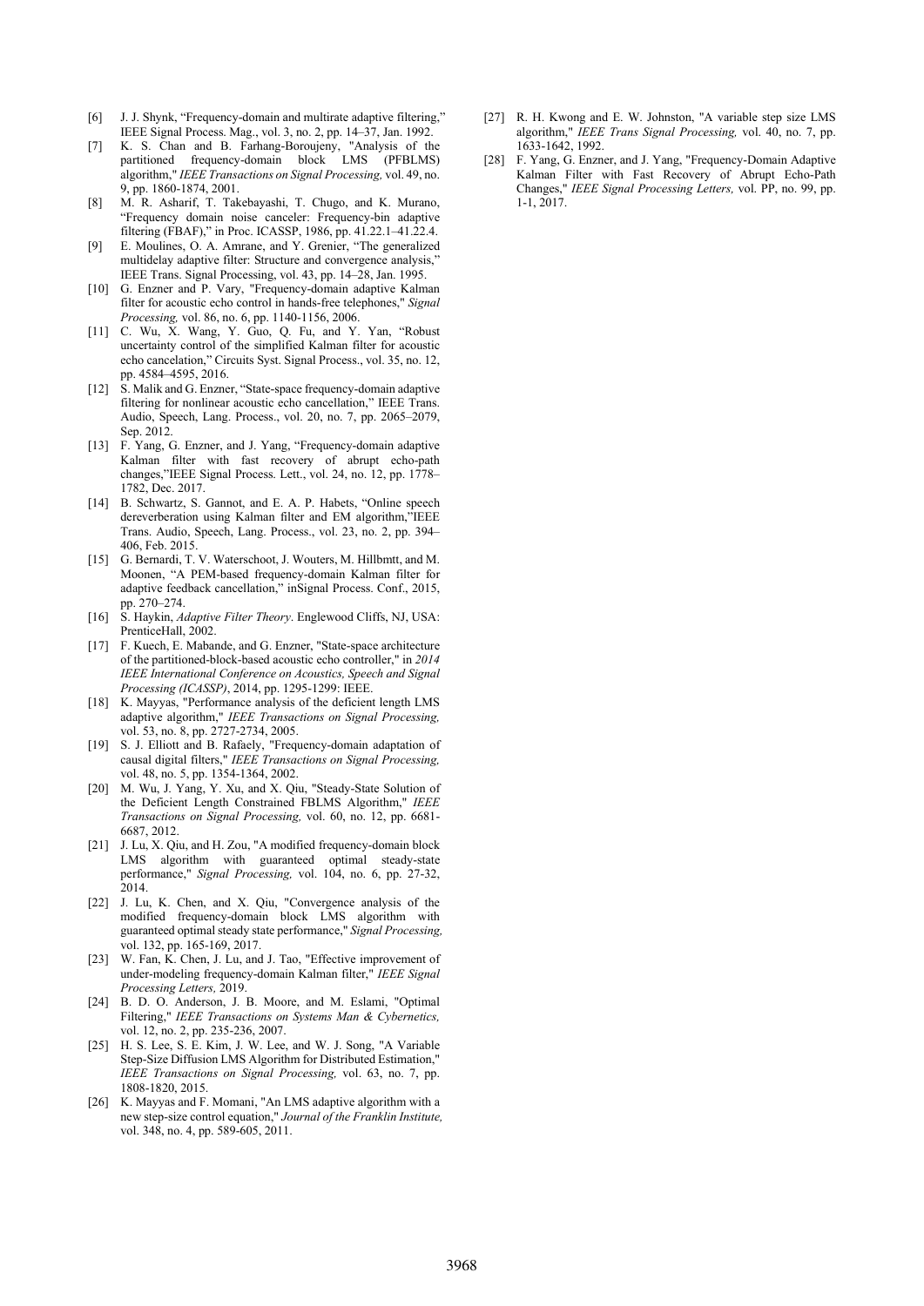[6] J. J. Shynk, "Frequency-domain and multirate adaptive filtering," IEEE Signal Process. Mag., vol. 3, no. 2, pp. 14–37, Jan. 1992.

[7] K. S. Chan and B. Farhang-Boroujeny, "Analysis of the partitioned frequency-domain block LMS (PFBLMS) algorithm," *IEEE Transactions on Signal Processing,* vol. 49, no. 9, pp. 1860-1874, 2001.

[8] M. R. Asharif, T. Takebayashi, T. Chugo, and K. Murano, "Frequency domain noise canceler: Frequency-bin adaptive filtering (FBAF)," in Proc. ICASSP, 1986, pp. 41.22.1–41.22.4.

[9] E. Moulines, O. A. Amrane, and Y. Grenier, "The generalized multidelay adaptive filter: Structure and convergence analysis," IEEE Trans. Signal Processing, vol. 43, pp. 14–28, Jan. 1995.

[10] G. Enzner and P. Vary, "Frequency-domain adaptive Kalman filter for acoustic echo control in hands-free telephones," *Signal Processing,* vol. 86, no. 6, pp. 1140-1156, 2006.

[11] C. Wu, X. Wang, Y. Guo, Q. Fu, and Y. Yan, "Robust uncertainty control of the simplified Kalman filter for acoustic echo cancelation," Circuits Syst. Signal Process., vol. 35, no. 12, pp. 4584–4595, 2016.

[12] S. Malik and G. Enzner, "State-space frequency-domain adaptive filtering for nonlinear acoustic echo cancellation," IEEE Trans. Audio, Speech, Lang. Process., vol. 20, no. 7, pp. 2065–2079, Sep. 2012.

[13] F. Yang, G. Enzner, and J. Yang, "Frequency-domain adaptive Kalman filter with fast recovery of abrupt echo-path changes,"IEEE Signal Process. Lett., vol. 24, no. 12, pp. 1778–1782, Dec. 2017.

[14] B. Schwartz, S. Gannot, and E. A. P. Habets, "Online speech dereverberation using Kalman filter and EM algorithm,"IEEE Trans. Audio, Speech, Lang. Process., vol. 23, no. 2, pp. 394–406, Feb. 2015.

[15] G. Bernardi, T. V. Waterschoot, J. Wouters, M. Hillbmtt, and M. Moonen, "A PEM-based frequency-domain Kalman filter for adaptive feedback cancellation," inSignal Process. Conf., 2015, pp. 270–274.

[16] S. Haykin, *Adaptive Filter Theory*. Englewood Cliffs, NJ, USA: PrenticeHall, 2002.

[17] F. Kuech, E. Mabande, and G. Enzner, "State-space architecture of the partitioned-block-based acoustic echo controller," in *2014 IEEE International Conference on Acoustics, Speech and Signal Processing (ICASSP)*, 2014, pp. 1295-1299: IEEE.

[18] K. Mayyas, "Performance analysis of the deficient length LMS adaptive algorithm," *IEEE Transactions on Signal Processing,* vol. 53, no. 8, pp. 2727-2734, 2005.

[19] S. J. Elliott and B. Rafaely, "Frequency-domain adaptation of causal digital filters," *IEEE Transactions on Signal Processing,* vol. 48, no. 5, pp. 1354-1364, 2002.

[20] M. Wu, J. Yang, Y. Xu, and X. Qiu, "Steady-State Solution of the Deficient Length Constrained FBLMS Algorithm," *IEEE Transactions on Signal Processing,* vol. 60, no. 12, pp. 6681-6687, 2012.

[21] J. Lu, X. Qiu, and H. Zou, "A modified frequency-domain block LMS algorithm with guaranteed optimal steady-state performance," *Signal Processing,* vol. 104, no. 6, pp. 27-32, 2014.

[22] J. Lu, K. Chen, and X. Qiu, "Convergence analysis of the modified frequency-domain block LMS algorithm with guaranteed optimal steady state performance," *Signal Processing,* vol. 132, pp. 165-169, 2017.

[23] W. Fan, K. Chen, J. Lu, and J. Tao, "Effective improvement of under-modeling frequency-domain Kalman filter," *IEEE Signal Processing Letters,* 2019.

[24] B. D. O. Anderson, J. B. Moore, and M. Eslami, "Optimal Filtering," *IEEE Transactions on Systems Man & Cybernetics,* vol. 12, no. 2, pp. 235-236, 2007.

[25] H. S. Lee, S. E. Kim, J. W. Lee, and W. J. Song, "A Variable Step-Size Diffusion LMS Algorithm for Distributed Estimation," *IEEE Transactions on Signal Processing,* vol. 63, no. 7, pp. 1808-1820, 2015.

[26] K. Mayyas and F. Momani, "An LMS adaptive algorithm with a new step-size control equation," *Journal of the Franklin Institute,* vol. 348, no. 4, pp. 589-605, 2011.

[27] R. H. Kwong and E. W. Johnston, "A variable step size LMS algorithm," *IEEE Trans Signal Processing,* vol. 40, no. 7, pp. 1633-1642, 1992.

[28] F. Yang, G. Enzner, and J. Yang, "Frequency-Domain Adaptive Kalman Filter with Fast Recovery of Abrupt Echo-Path Changes," *IEEE Signal Processing Letters,* vol. PP, no. 99, pp. 1-1, 2017.